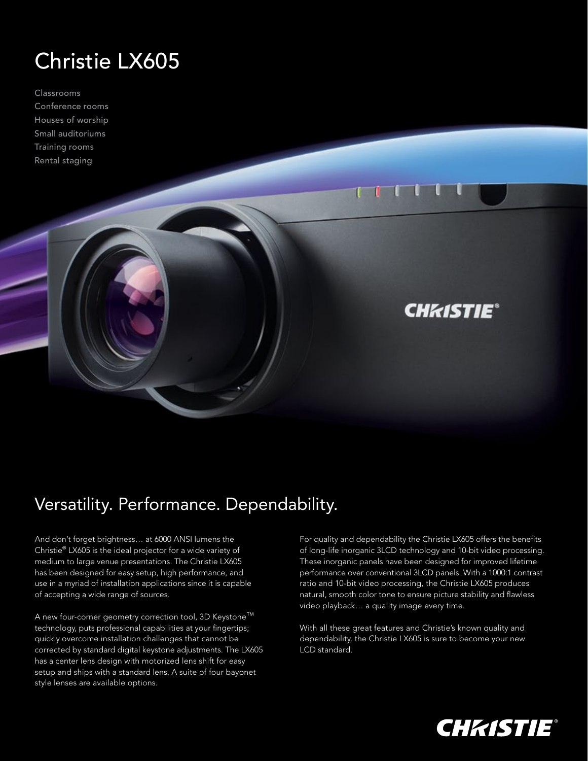# Christie LX605

Classrooms
Conference rooms
Houses of worship
Small auditoriums
Training rooms
Rental staging

## Versatility. Performance. Dependability.

And don't forget brightness… at 6000 ANSI lumens the Christie® LX605 is the ideal projector for a wide variety of medium to large venue presentations. The Christie LX605 has been designed for easy setup, high performance, and use in a myriad of installation applications since it is capable of accepting a wide range of sources.

A new four-corner geometry correction tool, 3D Keystone™ technology, puts professional capabilities at your fingertips; quickly overcome installation challenges that cannot be corrected by standard digital keystone adjustments. The LX605 has a center lens design with motorized lens shift for easy setup and ships with a standard lens. A suite of four bayonet style lenses are available options.

For quality and dependability the Christie LX605 offers the benefits of long-life inorganic 3LCD technology and 10-bit video processing. These inorganic panels have been designed for improved lifetime performance over conventional 3LCD panels. With a 1000:1 contrast ratio and 10-bit video processing, the Christie LX605 produces natural, smooth color tone to ensure picture stability and flawless video playback… a quality image every time.

With all these great features and Christie's known quality and dependability, the Christie LX605 is sure to become your new LCD standard.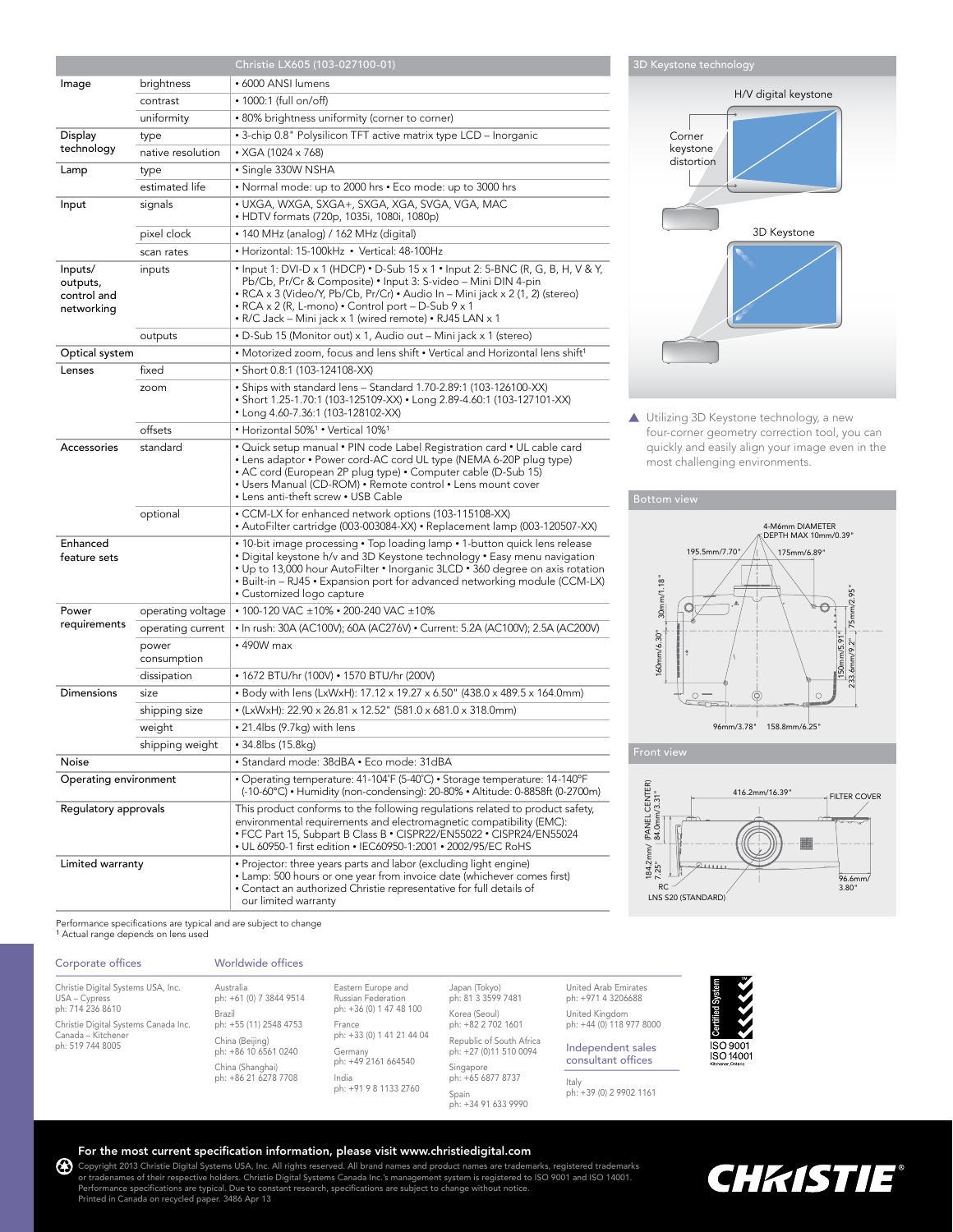| Christie LX605 (103-027100-01) | | |
|---|---|---|
| Image | brightness | • 6000 ANSI lumens |
| | contrast | • 1000:1 (full on/off) |
| | uniformity | • 80% brightness uniformity (corner to corner) |
| Display technology | type | • 3-chip 0.8" Polysilicon TFT active matrix type LCD – Inorganic |
| | native resolution | • XGA (1024 x 768) |
| Lamp | type | • Single 330W NSHA |
| | estimated life | • Normal mode: up to 2000 hrs • Eco mode: up to 3000 hrs |
| Input | signals | • UXGA, WXGA, SXGA+, SXGA, XGA, SVGA, VGA, MAC<br>• HDTV formats (720p, 1035i, 1080i, 1080p) |
| | pixel clock | • 140 MHz (analog) / 162 MHz (digital) |
| | scan rates | • Horizontal: 15-100kHz • Vertical: 48-100Hz |
| Inputs/ outputs, control and networking | inputs | • Input 1: DVI-D x 1 (HDCP) • D-Sub 15 x 1 • Input 2: 5-BNC (R, G, B, H, V & Y, Pb/Cb, Pr/Cr & Composite) • Input 3: S-video – Mini DIN 4-pin<br>• RCA x 3 (Video/Y, Pb/Cb, Pr/Cr) • Audio In – Mini jack x 2 (1, 2) (stereo)<br>• RCA x 2 (R, L-mono) • Control port – D-Sub 9 x 1<br>• R/C Jack – Mini jack x 1 (wired remote) • RJ45 LAN x 1 |
| | outputs | • D-Sub 15 (Monitor out) x 1, Audio out – Mini jack x 1 (stereo) |
| Optical system | | • Motorized zoom, focus and lens shift • Vertical and Horizontal lens shift[1] |
| Lenses | fixed | • Short 0.8:1 (103-124108-XX) |
| | zoom | • Ships with standard lens – Standard 1.70-2.89:1 (103-126100-XX)<br>• Short 1.25-1.70:1 (103-125109-XX) • Long 2.89-4.60:1 (103-127101-XX)<br>• Long 4.60-7.36:1 (103-128102-XX) |
| | offsets | • Horizontal 50%[1] • Vertical 10%[1] |
| Accessories | standard | • Quick setup manual • PIN code Label Registration card • UL cable card<br>• Lens adaptor • Power cord-AC cord UL type (NEMA 6-20P plug type)<br>• AC cord (European 2P plug type) • Computer cable (D-Sub 15)<br>• Users Manual (CD-ROM) • Remote control • Lens mount cover<br>• Lens anti-theft screw • USB Cable |
| | optional | • CCM-LX for enhanced network options (103-115108-XX)<br>• AutoFilter cartridge (003-003084-XX) • Replacement lamp (003-120507-XX) |
| Enhanced feature sets | | • 10-bit image processing • Top loading lamp • 1-button quick lens release<br>• Digital keystone h/v and 3D Keystone technology • Easy menu navigation<br>• Up to 13,000 hour AutoFilter • Inorganic 3LCD • 360 degree on axis rotation<br>• Built-in – RJ45 • Expansion port for advanced networking module (CCM-LX)<br>• Customized logo capture |
| Power requirements | operating voltage | • 100-120 VAC ±10% • 200-240 VAC ±10% |
| | operating current | • In rush: 30A (AC100V); 60A (AC276V) • Current: 5.2A (AC100V); 2.5A (AC200V) |
| | power consumption | • 490W max |
| | dissipation | • 1672 BTU/hr (100V) • 1570 BTU/hr (200V) |
| Dimensions | size | • Body with lens (LxWxH): 17.12 x 19.27 x 6.50" (438.0 x 489.5 x 164.0mm) |
| | shipping size | • (LxWxH): 22.90 x 26.81 x 12.52" (581.0 x 681.0 x 318.0mm) |
| | weight | • 21.4lbs (9.7kg) with lens |
| | shipping weight | • 34.8lbs (15.8kg) |
| Noise | | • Standard mode: 38dBA • Eco mode: 31dBA |
| Operating environment | | • Operating temperature: 41-104°F (5-40°C) • Storage temperature: 14-140°F (-10-60°C) • Humidity (non-condensing): 20-80% • Altitude: 0-8858ft (0-2700m) |
| Regulatory approvals | | This product conforms to the following regulations related to product safety, environmental requirements and electromagnetic compatibility (EMC):<br>• FCC Part 15, Subpart B Class B • CISPR22/EN55022 • CISPR24/EN55024<br>• UL 60950-1 first edition • IEC60950-1:2001 • 2002/95/EC RoHS |
| Limited warranty | | • Projector: three years parts and labor (excluding light engine)<br>• Lamp: 500 hours or one year from invoice date (whichever comes first)<br>• Contact an authorized Christie representative for full details of our limited warranty |

Performance specifications are typical and are subject to change
[1] Actual range depends on lens used

## 3D Keystone technology

H/V digital keystone

Corner keystone distortion

3D Keystone

▲ Utilizing 3D Keystone technology, a new four-corner geometry correction tool, you can quickly and easily align your image even in the most challenging environments.

## Bottom view

4-M6mm DIAMETER DEPTH MAX 10mm/0.39"
195.5mm/7.70"
175mm/6.89"
30mm/1.18"
160mm/6.30"
75mm/2.95"
150mm/5.91"
233.6mm/9.2"
96mm/3.78"
158.8mm/6.25"

## Front view

416.2mm/16.39"
FILTER COVER
84.0mm/3.31" (PANEL CENTER)
184.2mm/7.25"
RC
96.6mm/3.80"
LNS S20 (STANDARD)

## Corporate offices

Christie Digital Systems USA, Inc.
USA – Cypress
ph: 714 236 8610

Christie Digital Systems Canada Inc.
Canada – Kitchener
ph: 519 744 8005

## Worldwide offices

Australia
ph: +61 (0) 7 3844 9514

Brazil
ph: +55 (11) 2548 4753

China (Beijing)
ph: +86 10 6561 0240

China (Shanghai)
ph: +86 21 6278 7708

Eastern Europe and Russian Federation
ph: +36 (0) 1 47 48 100

France
ph: +33 (0) 1 41 21 44 04

Germany
ph: +49 2161 664540

India
ph: +91 9 8 1133 2760

Japan (Tokyo)
ph: 81 3 3599 7481

Korea (Seoul)
ph: +82 2 702 1601

Republic of South Africa
ph: +27 (0)11 510 0094

Singapore
ph: +65 6877 8737

Spain
ph: +34 91 633 9990

United Arab Emirates
ph: +971 4 3206688

United Kingdom
ph: +44 (0) 118 977 8000

## Independent sales consultant offices

Italy
ph: +39 (0) 2 9902 1161

Certified System ISO 9001 ISO 14001 Kitchener, Ontario

**For the most current specification information, please visit www.christiedigital.com**

Copyright 2013 Christie Digital Systems USA, Inc. All rights reserved. All brand names and product names are trademarks, registered trademarks or tradenames of their respective holders. Christie Digital Systems Canada Inc.'s management system is registered to ISO 9001 and ISO 14001. Performance specifications are typical. Due to constant research, specifications are subject to change without notice.
Printed in Canada on recycled paper. 3486 Apr 13

CHRISTIE®